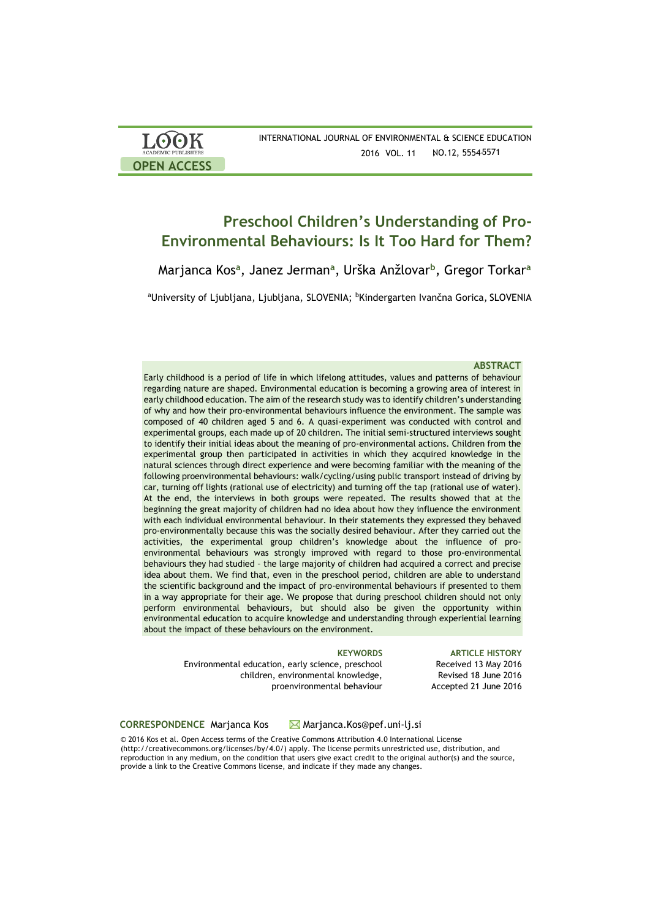OPEN ACCESS

# Preschool Children's Understanding of Pro-Environmental Behaviours: Is It Too Hard for Them?

Marjanca Kos[a], Janez Jerman[a], Urška Anžlovar[b], Gregor Torkar[a]

[a]University of Ljubljana, Ljubljana, SLOVENIA; [b]Kindergarten Ivančna Gorica, SLOVENIA

## ABSTRACT

Early childhood is a period of life in which lifelong attitudes, values and patterns of behaviour regarding nature are shaped. Environmental education is becoming a growing area of interest in early childhood education. The aim of the research study was to identify children's understanding of why and how their pro-environmental behaviours influence the environment. The sample was composed of 40 children aged 5 and 6. A quasi-experiment was conducted with control and experimental groups, each made up of 20 children. The initial semi-structured interviews sought to identify their initial ideas about the meaning of pro-environmental actions. Children from the experimental group then participated in activities in which they acquired knowledge in the natural sciences through direct experience and were becoming familiar with the meaning of the following proenvironmental behaviours: walk/cycling/using public transport instead of driving by car, turning off lights (rational use of electricity) and turning off the tap (rational use of water). At the end, the interviews in both groups were repeated. The results showed that at the beginning the great majority of children had no idea about how they influence the environment with each individual environmental behaviour. In their statements they expressed they behaved pro-environmentally because this was the socially desired behaviour. After they carried out the activities, the experimental group children's knowledge about the influence of pro-environmental behaviours was strongly improved with regard to those pro-environmental behaviours they had studied – the large majority of children had acquired a correct and precise idea about them. We find that, even in the preschool period, children are able to understand the scientific background and the impact of pro-environmental behaviours if presented to them in a way appropriate for their age. We propose that during preschool children should not only perform environmental behaviours, but should also be given the opportunity within environmental education to acquire knowledge and understanding through experiential learning about the impact of these behaviours on the environment.

**KEYWORDS**

Environmental education, early science, preschool children, environmental knowledge, proenvironmental behaviour

**ARTICLE HISTORY**

Received 13 May 2016
Revised 18 June 2016
Accepted 21 June 2016

**CORRESPONDENCE** Marjanca Kos Marjanca.Kos@pef.uni-lj.si

© 2016 Kos et al. Open Access terms of the Creative Commons Attribution 4.0 International License (http://creativecommons.org/licenses/by/4.0/) apply. The license permits unrestricted use, distribution, and reproduction in any medium, on the condition that users give exact credit to the original author(s) and the source, provide a link to the Creative Commons license, and indicate if they made any changes.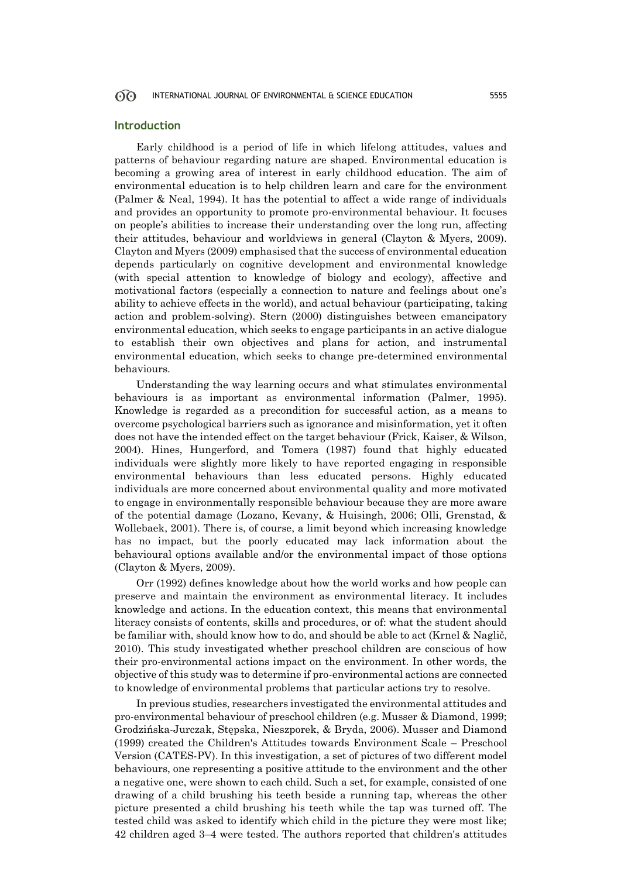## Introduction

Early childhood is a period of life in which lifelong attitudes, values and patterns of behaviour regarding nature are shaped. Environmental education is becoming a growing area of interest in early childhood education. The aim of environmental education is to help children learn and care for the environment (Palmer & Neal, 1994). It has the potential to affect a wide range of individuals and provides an opportunity to promote pro-environmental behaviour. It focuses on people's abilities to increase their understanding over the long run, affecting their attitudes, behaviour and worldviews in general (Clayton & Myers, 2009). Clayton and Myers (2009) emphasised that the success of environmental education depends particularly on cognitive development and environmental knowledge (with special attention to knowledge of biology and ecology), affective and motivational factors (especially a connection to nature and feelings about one's ability to achieve effects in the world), and actual behaviour (participating, taking action and problem-solving). Stern (2000) distinguishes between emancipatory environmental education, which seeks to engage participants in an active dialogue to establish their own objectives and plans for action, and instrumental environmental education, which seeks to change pre-determined environmental behaviours.

Understanding the way learning occurs and what stimulates environmental behaviours is as important as environmental information (Palmer, 1995). Knowledge is regarded as a precondition for successful action, as a means to overcome psychological barriers such as ignorance and misinformation, yet it often does not have the intended effect on the target behaviour (Frick, Kaiser, & Wilson, 2004). Hines, Hungerford, and Tomera (1987) found that highly educated individuals were slightly more likely to have reported engaging in responsible environmental behaviours than less educated persons. Highly educated individuals are more concerned about environmental quality and more motivated to engage in environmentally responsible behaviour because they are more aware of the potential damage (Lozano, Kevany, & Huisingh, 2006; Olli, Grenstad, & Wollebaek, 2001). There is, of course, a limit beyond which increasing knowledge has no impact, but the poorly educated may lack information about the behavioural options available and/or the environmental impact of those options (Clayton & Myers, 2009).

Orr (1992) defines knowledge about how the world works and how people can preserve and maintain the environment as environmental literacy. It includes knowledge and actions. In the education context, this means that environmental literacy consists of contents, skills and procedures, or of: what the student should be familiar with, should know how to do, and should be able to act (Krnel & Naglič, 2010). This study investigated whether preschool children are conscious of how their pro-environmental actions impact on the environment. In other words, the objective of this study was to determine if pro-environmental actions are connected to knowledge of environmental problems that particular actions try to resolve.

In previous studies, researchers investigated the environmental attitudes and pro-environmental behaviour of preschool children (e.g. Musser & Diamond, 1999; Grodzińska-Jurczak, Stępska, Nieszporek, & Bryda, 2006). Musser and Diamond (1999) created the Children's Attitudes towards Environment Scale – Preschool Version (CATES-PV). In this investigation, a set of pictures of two different model behaviours, one representing a positive attitude to the environment and the other a negative one, were shown to each child. Such a set, for example, consisted of one drawing of a child brushing his teeth beside a running tap, whereas the other picture presented a child brushing his teeth while the tap was turned off. The tested child was asked to identify which child in the picture they were most like; 42 children aged 3–4 were tested. The authors reported that children's attitudes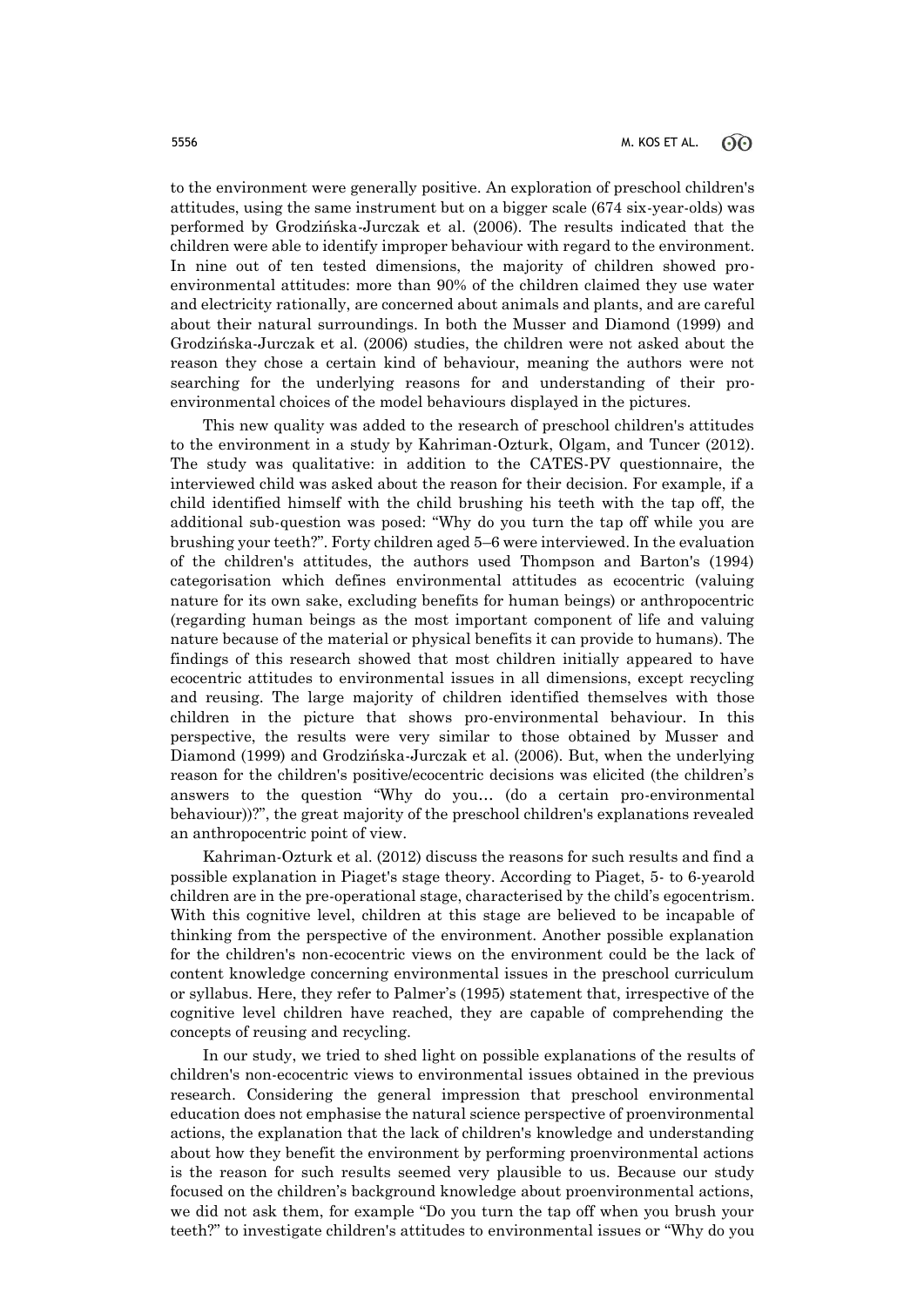to the environment were generally positive. An exploration of preschool children's attitudes, using the same instrument but on a bigger scale (674 six-year-olds) was performed by Grodzińska-Jurczak et al. (2006). The results indicated that the children were able to identify improper behaviour with regard to the environment. In nine out of ten tested dimensions, the majority of children showed pro-environmental attitudes: more than 90% of the children claimed they use water and electricity rationally, are concerned about animals and plants, and are careful about their natural surroundings. In both the Musser and Diamond (1999) and Grodzińska-Jurczak et al. (2006) studies, the children were not asked about the reason they chose a certain kind of behaviour, meaning the authors were not searching for the underlying reasons for and understanding of their pro-environmental choices of the model behaviours displayed in the pictures.

This new quality was added to the research of preschool children's attitudes to the environment in a study by Kahriman-Ozturk, Olgam, and Tuncer (2012). The study was qualitative: in addition to the CATES-PV questionnaire, the interviewed child was asked about the reason for their decision. For example, if a child identified himself with the child brushing his teeth with the tap off, the additional sub-question was posed: "Why do you turn the tap off while you are brushing your teeth?". Forty children aged 5–6 were interviewed. In the evaluation of the children's attitudes, the authors used Thompson and Barton's (1994) categorisation which defines environmental attitudes as ecocentric (valuing nature for its own sake, excluding benefits for human beings) or anthropocentric (regarding human beings as the most important component of life and valuing nature because of the material or physical benefits it can provide to humans). The findings of this research showed that most children initially appeared to have ecocentric attitudes to environmental issues in all dimensions, except recycling and reusing. The large majority of children identified themselves with those children in the picture that shows pro-environmental behaviour. In this perspective, the results were very similar to those obtained by Musser and Diamond (1999) and Grodzińska-Jurczak et al. (2006). But, when the underlying reason for the children's positive/ecocentric decisions was elicited (the children's answers to the question "Why do you… (do a certain pro-environmental behaviour))?", the great majority of the preschool children's explanations revealed an anthropocentric point of view.

Kahriman-Ozturk et al. (2012) discuss the reasons for such results and find a possible explanation in Piaget's stage theory. According to Piaget, 5- to 6-yearold children are in the pre-operational stage, characterised by the child's egocentrism. With this cognitive level, children at this stage are believed to be incapable of thinking from the perspective of the environment. Another possible explanation for the children's non-ecocentric views on the environment could be the lack of content knowledge concerning environmental issues in the preschool curriculum or syllabus. Here, they refer to Palmer's (1995) statement that, irrespective of the cognitive level children have reached, they are capable of comprehending the concepts of reusing and recycling.

In our study, we tried to shed light on possible explanations of the results of children's non-ecocentric views to environmental issues obtained in the previous research. Considering the general impression that preschool environmental education does not emphasise the natural science perspective of proenvironmental actions, the explanation that the lack of children's knowledge and understanding about how they benefit the environment by performing proenvironmental actions is the reason for such results seemed very plausible to us. Because our study focused on the children's background knowledge about proenvironmental actions, we did not ask them, for example "Do you turn the tap off when you brush your teeth?" to investigate children's attitudes to environmental issues or "Why do you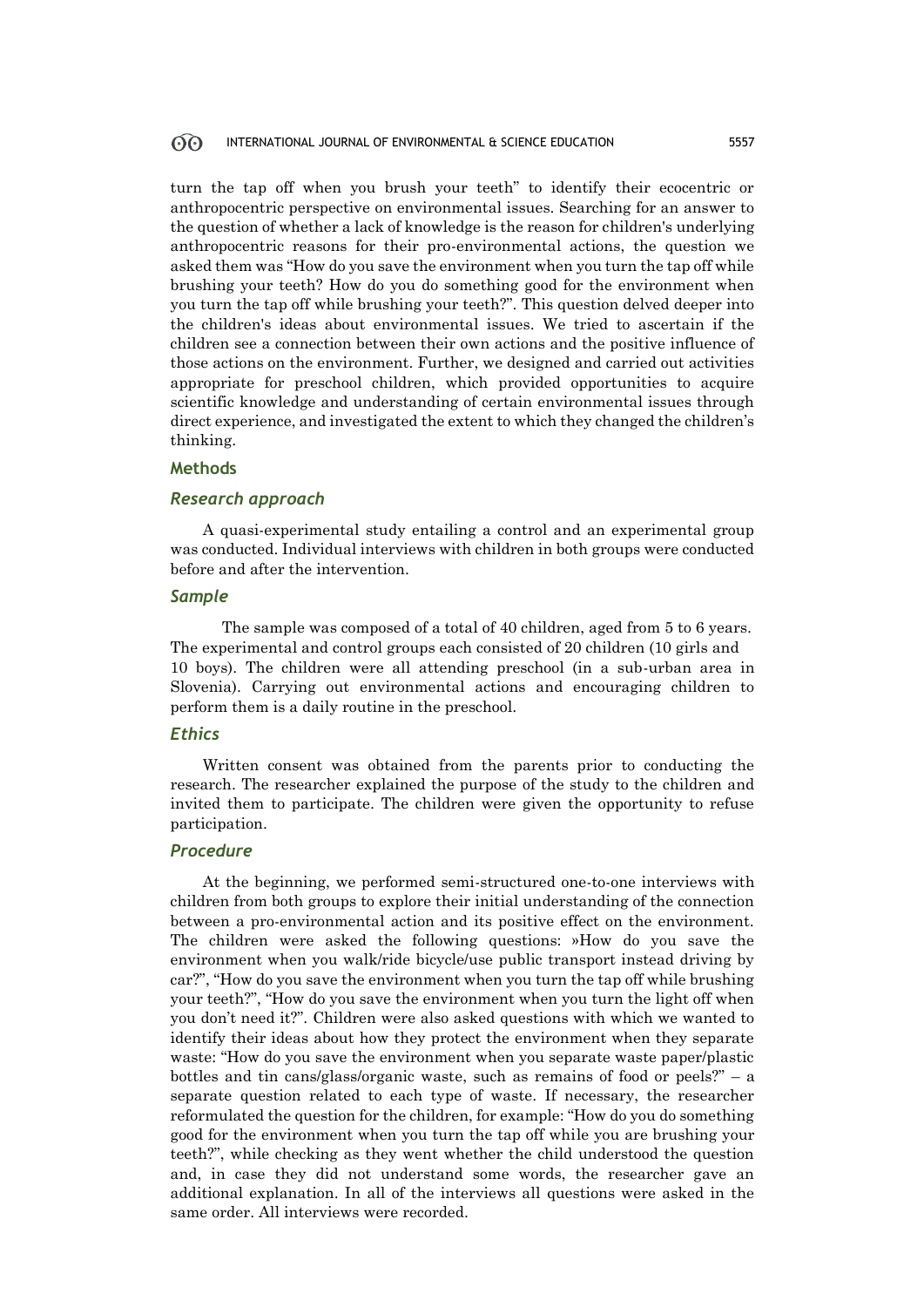turn the tap off when you brush your teeth" to identify their ecocentric or anthropocentric perspective on environmental issues. Searching for an answer to the question of whether a lack of knowledge is the reason for children's underlying anthropocentric reasons for their pro-environmental actions, the question we asked them was "How do you save the environment when you turn the tap off while brushing your teeth? How do you do something good for the environment when you turn the tap off while brushing your teeth?". This question delved deeper into the children's ideas about environmental issues. We tried to ascertain if the children see a connection between their own actions and the positive influence of those actions on the environment. Further, we designed and carried out activities appropriate for preschool children, which provided opportunities to acquire scientific knowledge and understanding of certain environmental issues through direct experience, and investigated the extent to which they changed the children's thinking.

## Methods

### *Research approach*

A quasi-experimental study entailing a control and an experimental group was conducted. Individual interviews with children in both groups were conducted before and after the intervention.

### *Sample*

The sample was composed of a total of 40 children, aged from 5 to 6 years. The experimental and control groups each consisted of 20 children (10 girls and 10 boys). The children were all attending preschool (in a sub-urban area in Slovenia). Carrying out environmental actions and encouraging children to perform them is a daily routine in the preschool.

### *Ethics*

Written consent was obtained from the parents prior to conducting the research. The researcher explained the purpose of the study to the children and invited them to participate. The children were given the opportunity to refuse participation.

### *Procedure*

At the beginning, we performed semi-structured one-to-one interviews with children from both groups to explore their initial understanding of the connection between a pro-environmental action and its positive effect on the environment. The children were asked the following questions: »How do you save the environment when you walk/ride bicycle/use public transport instead driving by car?", "How do you save the environment when you turn the tap off while brushing your teeth?", "How do you save the environment when you turn the light off when you don't need it?". Children were also asked questions with which we wanted to identify their ideas about how they protect the environment when they separate waste: "How do you save the environment when you separate waste paper/plastic bottles and tin cans/glass/organic waste, such as remains of food or peels?" – a separate question related to each type of waste. If necessary, the researcher reformulated the question for the children, for example: "How do you do something good for the environment when you turn the tap off while you are brushing your teeth?", while checking as they went whether the child understood the question and, in case they did not understand some words, the researcher gave an additional explanation. In all of the interviews all questions were asked in the same order. All interviews were recorded.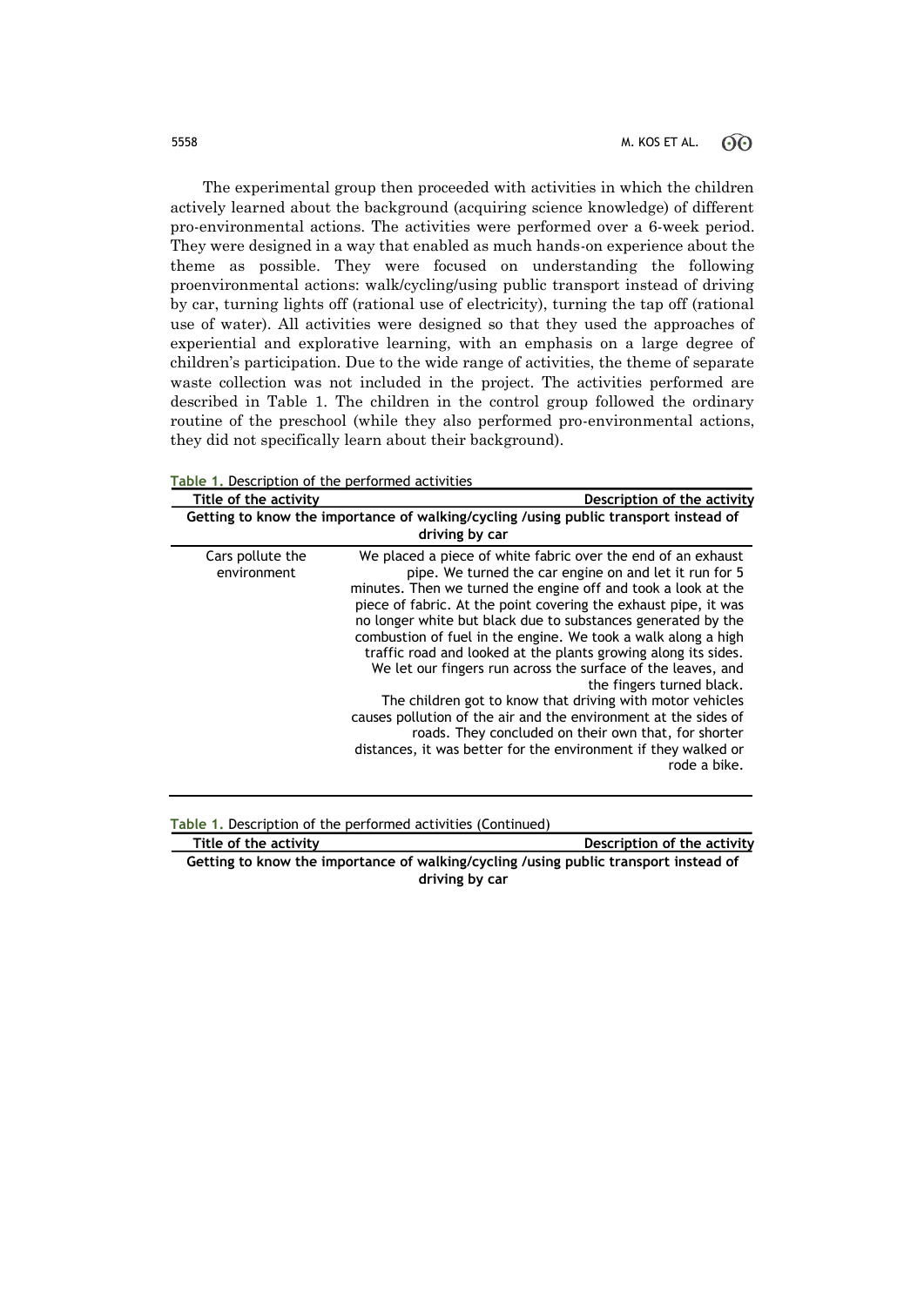The experimental group then proceeded with activities in which the children actively learned about the background (acquiring science knowledge) of different pro-environmental actions. The activities were performed over a 6-week period. They were designed in a way that enabled as much hands-on experience about the theme as possible. They were focused on understanding the following proenvironmental actions: walk/cycling/using public transport instead of driving by car, turning lights off (rational use of electricity), turning the tap off (rational use of water). All activities were designed so that they used the approaches of experiential and explorative learning, with an emphasis on a large degree of children's participation. Due to the wide range of activities, the theme of separate waste collection was not included in the project. The activities performed are described in Table 1. The children in the control group followed the ordinary routine of the preschool (while they also performed pro-environmental actions, they did not specifically learn about their background).

**Table 1.** Description of the performed activities

| Title of the activity | Description of the activity |
|---|---|
| **Getting to know the importance of walking/cycling /using public transport instead of driving by car** | |
| Cars pollute the environment | We placed a piece of white fabric over the end of an exhaust pipe. We turned the car engine on and let it run for 5 minutes. Then we turned the engine off and took a look at the piece of fabric. At the point covering the exhaust pipe, it was no longer white but black due to substances generated by the combustion of fuel in the engine. We took a walk along a high traffic road and looked at the plants growing along its sides. We let our fingers run across the surface of the leaves, and the fingers turned black. The children got to know that driving with motor vehicles causes pollution of the air and the environment at the sides of roads. They concluded on their own that, for shorter distances, it was better for the environment if they walked or rode a bike. |

**Table 1.** Description of the performed activities (Continued)

| Title of the activity | Description of the activity |
|---|---|
| **Getting to know the importance of walking/cycling /using public transport instead of driving by car** | |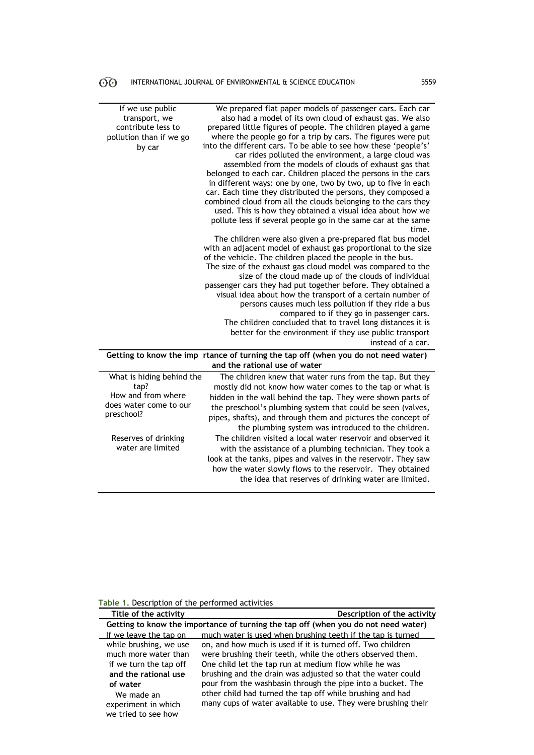| | |
|---|---|
| If we use public transport, we contribute less to pollution than if we go by car | We prepared flat paper models of passenger cars. Each car also had a model of its own cloud of exhaust gas. We also prepared little figures of people. The children played a game where the people go for a trip by cars. The figures were put into the different cars. To be able to see how these 'people's' car rides polluted the environment, a large cloud was assembled from the models of clouds of exhaust gas that belonged to each car. Children placed the persons in the cars in different ways: one by one, two by two, up to five in each car. Each time they distributed the persons, they composed a combined cloud from all the clouds belonging to the cars they used. This is how they obtained a visual idea about how we pollute less if several people go in the same car at the same time. The children were also given a pre-prepared flat bus model with an adjacent model of exhaust gas proportional to the size of the vehicle. The children placed the people in the bus. The size of the exhaust gas cloud model was compared to the size of the cloud made up of the clouds of individual passenger cars they had put together before. They obtained a visual idea about how the transport of a certain number of persons causes much less pollution if they ride a bus compared to if they go in passenger cars. The children concluded that to travel long distances it is better for the environment if they use public transport instead of a car. |
| **Getting to know the imp rtance of turning the tap off (when you do not need water) and the rational use of water** | |
| What is hiding behind the tap? How and from where does water come to our preschool? | The children knew that water runs from the tap. But they mostly did not know how water comes to the tap or what is hidden in the wall behind the tap. They were shown parts of the preschool's plumbing system that could be seen (valves, pipes, shafts), and through them and pictures the concept of the plumbing system was introduced to the children. |
| Reserves of drinking water are limited | The children visited a local water reservoir and observed it with the assistance of a plumbing technician. They took a look at the tanks, pipes and valves in the reservoir. They saw how the water slowly flows to the reservoir. They obtained the idea that reserves of drinking water are limited. |

**Table 1.** Description of the performed activities

| Title of the activity | Description of the activity |
|---|---|
| **Getting to know the importance of turning the tap off (when you do not need water) and the rational use of water** | |
| If we leave the tap on while brushing, we use much more water than if we turn the tap off. We made an experiment in which we tried to see how | much water is used when brushing teeth if the tap is turned on, and how much is used if it is turned off. Two children were brushing their teeth, while the others observed them. One child let the tap run at medium flow while he was brushing and the drain was adjusted so that the water could pour from the washbasin through the pipe into a bucket. The other child had turned the tap off while brushing and had many cups of water available to use. They were brushing their |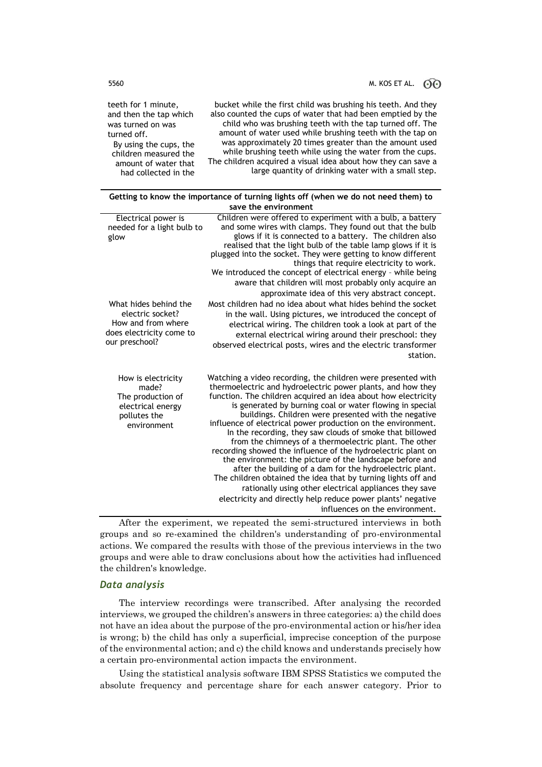| | |
|---|---|
| teeth for 1 minute, and then the tap which was turned on was turned off. By using the cups, the children measured the amount of water that had collected in the | bucket while the first child was brushing his teeth. And they also counted the cups of water that had been emptied by the child who was brushing teeth with the tap turned off. The amount of water used while brushing teeth with the tap on was approximately 20 times greater than the amount used while brushing teeth while using the water from the cups. The children acquired a visual idea about how they can save a large quantity of drinking water with a small step. |
| **Getting to know the importance of turning lights off (when we do not need them) to save the environment** | |
| Electrical power is needed for a light bulb to glow | Children were offered to experiment with a bulb, a battery and some wires with clamps. They found out that the bulb glows if it is connected to a battery. The children also realised that the light bulb of the table lamp glows if it is plugged into the socket. They were getting to know different things that require electricity to work. We introduced the concept of electrical energy – while being aware that children will most probably only acquire an approximate idea of this very abstract concept. |
| What hides behind the electric socket? How and from where does electricity come to our preschool? | Most children had no idea about what hides behind the socket in the wall. Using pictures, we introduced the concept of electrical wiring. The children took a look at part of the external electrical wiring around their preschool: they observed electrical posts, wires and the electric transformer station. |
| How is electricity made? The production of electrical energy pollutes the environment | Watching a video recording, the children were presented with thermoelectric and hydroelectric power plants, and how they function. The children acquired an idea about how electricity is generated by burning coal or water flowing in special buildings. Children were presented with the negative influence of electrical power production on the environment. In the recording, they saw clouds of smoke that billowed from the chimneys of a thermoelectric plant. The other recording showed the influence of the hydroelectric plant on the environment: the picture of the landscape before and after the building of a dam for the hydroelectric plant. The children obtained the idea that by turning lights off and rationally using other electrical appliances they save electricity and directly help reduce power plants' negative influences on the environment. |

After the experiment, we repeated the semi-structured interviews in both groups and so re-examined the children's understanding of pro-environmental actions. We compared the results with those of the previous interviews in the two groups and were able to draw conclusions about how the activities had influenced the children's knowledge.

### *Data analysis*

The interview recordings were transcribed. After analysing the recorded interviews, we grouped the children's answers in three categories: a) the child does not have an idea about the purpose of the pro-environmental action or his/her idea is wrong; b) the child has only a superficial, imprecise conception of the purpose of the environmental action; and c) the child knows and understands precisely how a certain pro-environmental action impacts the environment.

Using the statistical analysis software IBM SPSS Statistics we computed the absolute frequency and percentage share for each answer category. Prior to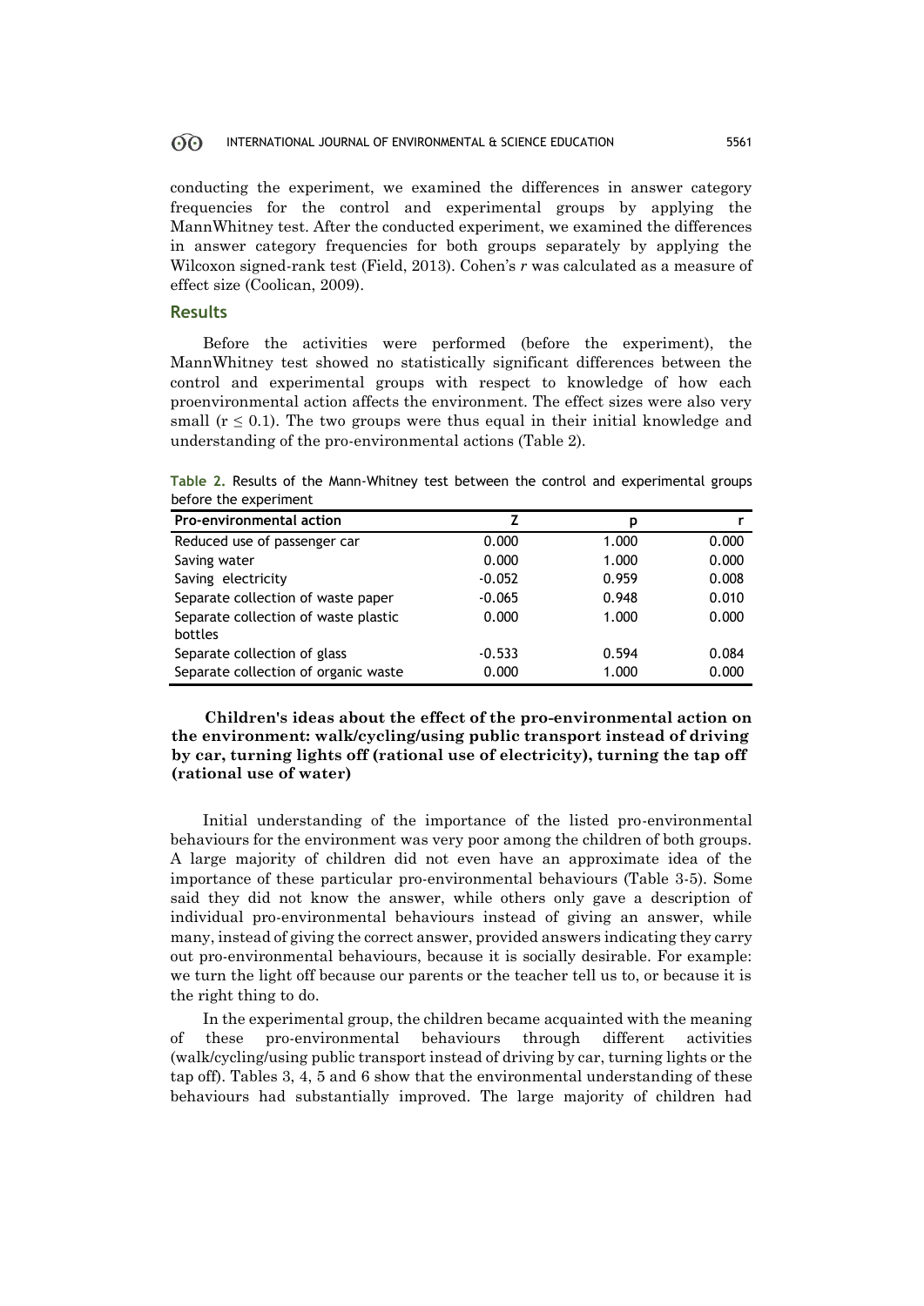conducting the experiment, we examined the differences in answer category frequencies for the control and experimental groups by applying the MannWhitney test. After the conducted experiment, we examined the differences in answer category frequencies for both groups separately by applying the Wilcoxon signed-rank test (Field, 2013). Cohen's *r* was calculated as a measure of effect size (Coolican, 2009).

## Results

Before the activities were performed (before the experiment), the MannWhitney test showed no statistically significant differences between the control and experimental groups with respect to knowledge of how each proenvironmental action affects the environment. The effect sizes were also very small ($r \leq 0.1$). The two groups were thus equal in their initial knowledge and understanding of the pro-environmental actions (Table 2).

**Table 2.** Results of the Mann-Whitney test between the control and experimental groups before the experiment

| Pro-environmental action | Z | p | r |
|---|---|---|---|
| Reduced use of passenger car | 0.000 | 1.000 | 0.000 |
| Saving water | 0.000 | 1.000 | 0.000 |
| Saving electricity | -0.052 | 0.959 | 0.008 |
| Separate collection of waste paper | -0.065 | 0.948 | 0.010 |
| Separate collection of waste plastic bottles | 0.000 | 1.000 | 0.000 |
| Separate collection of glass | -0.533 | 0.594 | 0.084 |
| Separate collection of organic waste | 0.000 | 1.000 | 0.000 |

### Children's ideas about the effect of the pro-environmental action on the environment: walk/cycling/using public transport instead of driving by car, turning lights off (rational use of electricity), turning the tap off (rational use of water)

Initial understanding of the importance of the listed pro-environmental behaviours for the environment was very poor among the children of both groups. A large majority of children did not even have an approximate idea of the importance of these particular pro-environmental behaviours (Table 3-5). Some said they did not know the answer, while others only gave a description of individual pro-environmental behaviours instead of giving an answer, while many, instead of giving the correct answer, provided answers indicating they carry out pro-environmental behaviours, because it is socially desirable. For example: we turn the light off because our parents or the teacher tell us to, or because it is the right thing to do.

In the experimental group, the children became acquainted with the meaning of these pro-environmental behaviours through different activities (walk/cycling/using public transport instead of driving by car, turning lights or the tap off). Tables 3, 4, 5 and 6 show that the environmental understanding of these behaviours had substantially improved. The large majority of children had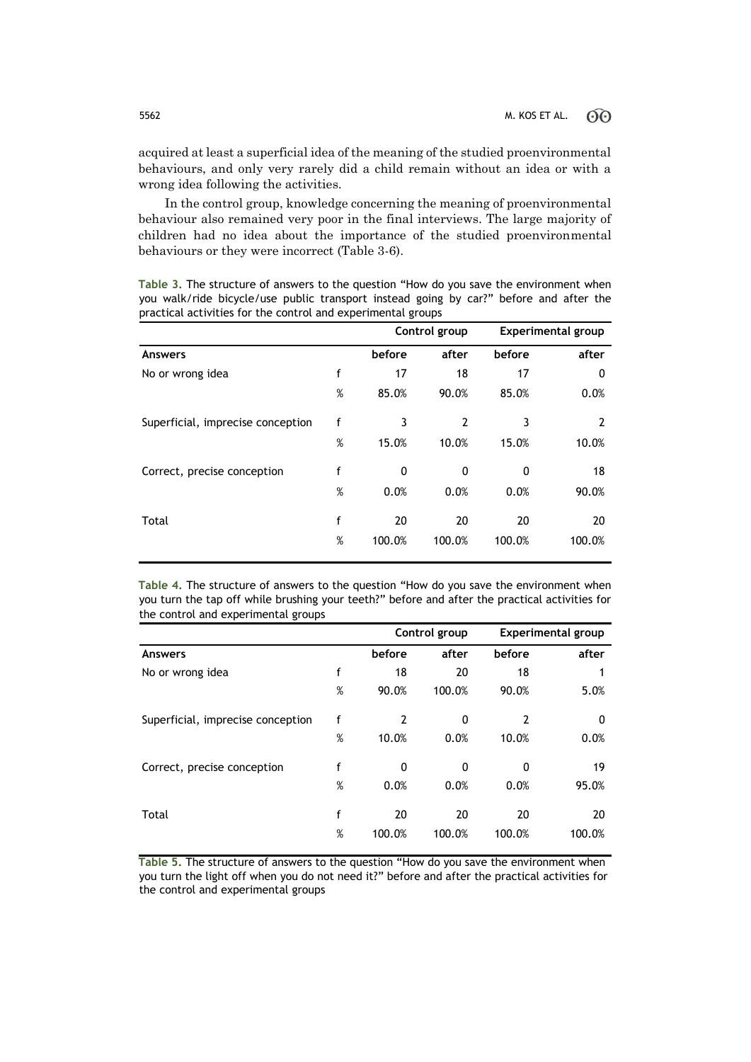acquired at least a superficial idea of the meaning of the studied proenvironmental behaviours, and only very rarely did a child remain without an idea or with a wrong idea following the activities.

In the control group, knowledge concerning the meaning of proenvironmental behaviour also remained very poor in the final interviews. The large majority of children had no idea about the importance of the studied proenvironmental behaviours or they were incorrect (Table 3-6).

**Table 3.** The structure of answers to the question "How do you save the environment when you walk/ride bicycle/use public transport instead going by car?" before and after the practical activities for the control and experimental groups

| | | Control group | | Experimental group | |
|---|---|---|---|---|---|
| **Answers** | | **before** | **after** | **before** | **after** |
| No or wrong idea | f | 17 | 18 | 17 | 0 |
| | % | 85.0% | 90.0% | 85.0% | 0.0% |
| Superficial, imprecise conception | f | 3 | 2 | 3 | 2 |
| | % | 15.0% | 10.0% | 15.0% | 10.0% |
| Correct, precise conception | f | 0 | 0 | 0 | 18 |
| | % | 0.0% | 0.0% | 0.0% | 90.0% |
| Total | f | 20 | 20 | 20 | 20 |
| | % | 100.0% | 100.0% | 100.0% | 100.0% |

**Table 4.** The structure of answers to the question "How do you save the environment when you turn the tap off while brushing your teeth?" before and after the practical activities for the control and experimental groups

| | | Control group | | Experimental group | |
|---|---|---|---|---|---|
| **Answers** | | **before** | **after** | **before** | **after** |
| No or wrong idea | f | 18 | 20 | 18 | 1 |
| | % | 90.0% | 100.0% | 90.0% | 5.0% |
| Superficial, imprecise conception | f | 2 | 0 | 2 | 0 |
| | % | 10.0% | 0.0% | 10.0% | 0.0% |
| Correct, precise conception | f | 0 | 0 | 0 | 19 |
| | % | 0.0% | 0.0% | 0.0% | 95.0% |
| Total | f | 20 | 20 | 20 | 20 |
| | % | 100.0% | 100.0% | 100.0% | 100.0% |

**Table 5.** The structure of answers to the question "How do you save the environment when you turn the light off when you do not need it?" before and after the practical activities for the control and experimental groups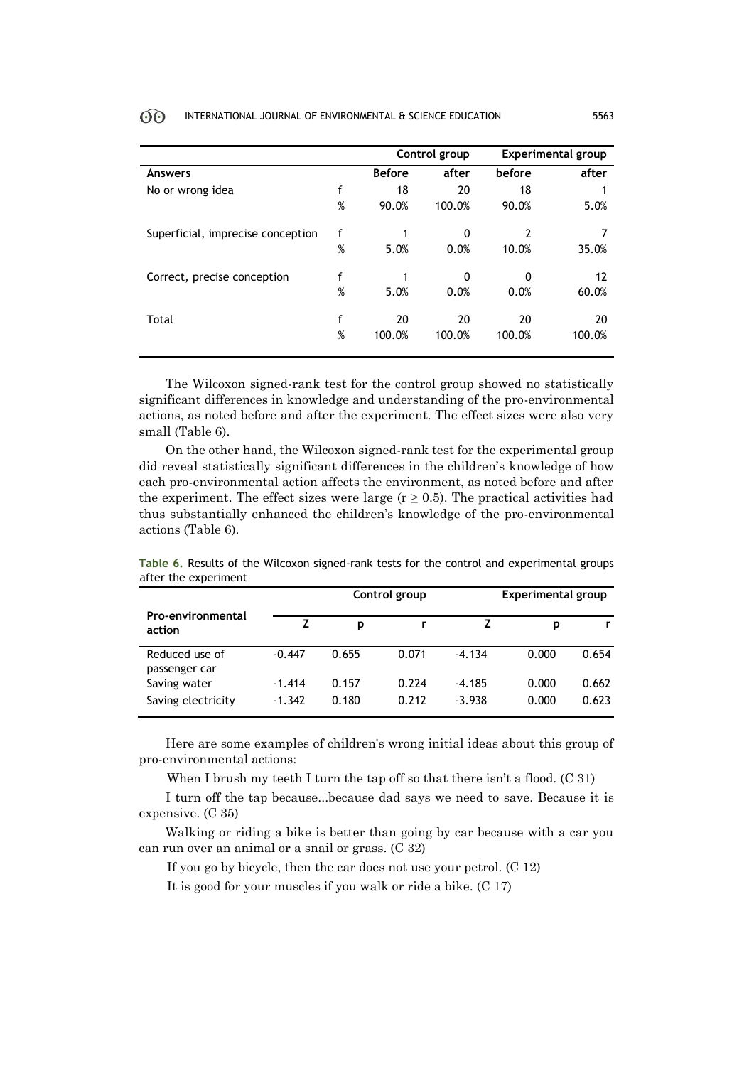| | | Control group | | Experimental group | |
|---|---|---|---|---|---|
| **Answers** | | **Before** | **after** | **before** | **after** |
| No or wrong idea | f | 18 | 20 | 18 | 1 |
| | % | 90.0% | 100.0% | 90.0% | 5.0% |
| Superficial, imprecise conception | f | 1 | 0 | 2 | 7 |
| | % | 5.0% | 0.0% | 10.0% | 35.0% |
| Correct, precise conception | f | 1 | 0 | 0 | 12 |
| | % | 5.0% | 0.0% | 0.0% | 60.0% |
| Total | f | 20 | 20 | 20 | 20 |
| | % | 100.0% | 100.0% | 100.0% | 100.0% |

The Wilcoxon signed-rank test for the control group showed no statistically significant differences in knowledge and understanding of the pro-environmental actions, as noted before and after the experiment. The effect sizes were also very small (Table 6).

On the other hand, the Wilcoxon signed-rank test for the experimental group did reveal statistically significant differences in the children's knowledge of how each pro-environmental action affects the environment, as noted before and after the experiment. The effect sizes were large ($r \geq 0.5$). The practical activities had thus substantially enhanced the children's knowledge of the pro-environmental actions (Table 6).

**Table 6.** Results of the Wilcoxon signed-rank tests for the control and experimental groups after the experiment

| Pro-environmental action | Control group | | | Experimental group | | |
|---|---|---|---|---|---|---|
| | Z | p | r | Z | p | r |
| Reduced use of passenger car | -0.447 | 0.655 | 0.071 | -4.134 | 0.000 | 0.654 |
| Saving water | -1.414 | 0.157 | 0.224 | -4.185 | 0.000 | 0.662 |
| Saving electricity | -1.342 | 0.180 | 0.212 | -3.938 | 0.000 | 0.623 |

Here are some examples of children's wrong initial ideas about this group of pro-environmental actions:

When I brush my teeth I turn the tap off so that there isn't a flood. (C 31)

I turn off the tap because...because dad says we need to save. Because it is expensive. (C 35)

Walking or riding a bike is better than going by car because with a car you can run over an animal or a snail or grass. (C 32)

If you go by bicycle, then the car does not use your petrol. (C 12)

It is good for your muscles if you walk or ride a bike. (C 17)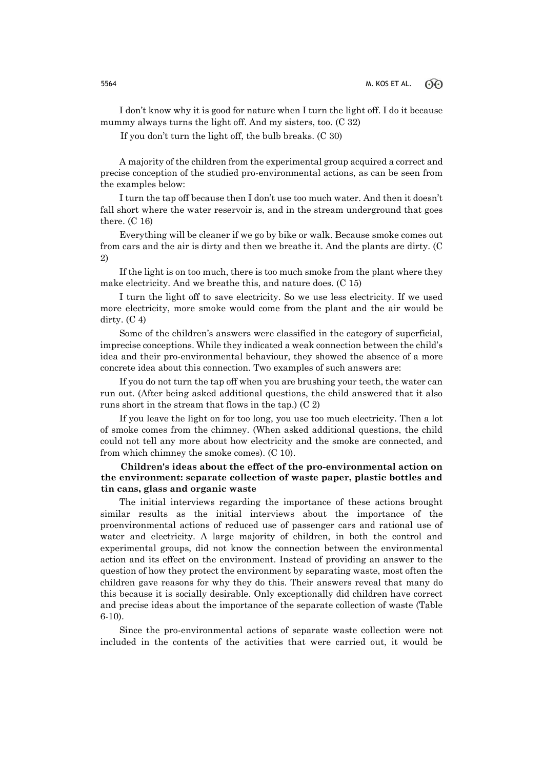I don't know why it is good for nature when I turn the light off. I do it because mummy always turns the light off. And my sisters, too. (C 32)

If you don't turn the light off, the bulb breaks. (C 30)

A majority of the children from the experimental group acquired a correct and precise conception of the studied pro-environmental actions, as can be seen from the examples below:

I turn the tap off because then I don't use too much water. And then it doesn't fall short where the water reservoir is, and in the stream underground that goes there. (C 16)

Everything will be cleaner if we go by bike or walk. Because smoke comes out from cars and the air is dirty and then we breathe it. And the plants are dirty. (C 2)

If the light is on too much, there is too much smoke from the plant where they make electricity. And we breathe this, and nature does. (C 15)

I turn the light off to save electricity. So we use less electricity. If we used more electricity, more smoke would come from the plant and the air would be dirty. (C 4)

Some of the children's answers were classified in the category of superficial, imprecise conceptions. While they indicated a weak connection between the child's idea and their pro-environmental behaviour, they showed the absence of a more concrete idea about this connection. Two examples of such answers are:

If you do not turn the tap off when you are brushing your teeth, the water can run out. (After being asked additional questions, the child answered that it also runs short in the stream that flows in the tap.) (C 2)

If you leave the light on for too long, you use too much electricity. Then a lot of smoke comes from the chimney. (When asked additional questions, the child could not tell any more about how electricity and the smoke are connected, and from which chimney the smoke comes). (C 10).

**Children's ideas about the effect of the pro-environmental action on the environment: separate collection of waste paper, plastic bottles and tin cans, glass and organic waste**

The initial interviews regarding the importance of these actions brought similar results as the initial interviews about the importance of the proenvironmental actions of reduced use of passenger cars and rational use of water and electricity. A large majority of children, in both the control and experimental groups, did not know the connection between the environmental action and its effect on the environment. Instead of providing an answer to the question of how they protect the environment by separating waste, most often the children gave reasons for why they do this. Their answers reveal that many do this because it is socially desirable. Only exceptionally did children have correct and precise ideas about the importance of the separate collection of waste (Table 6-10).

Since the pro-environmental actions of separate waste collection were not included in the contents of the activities that were carried out, it would be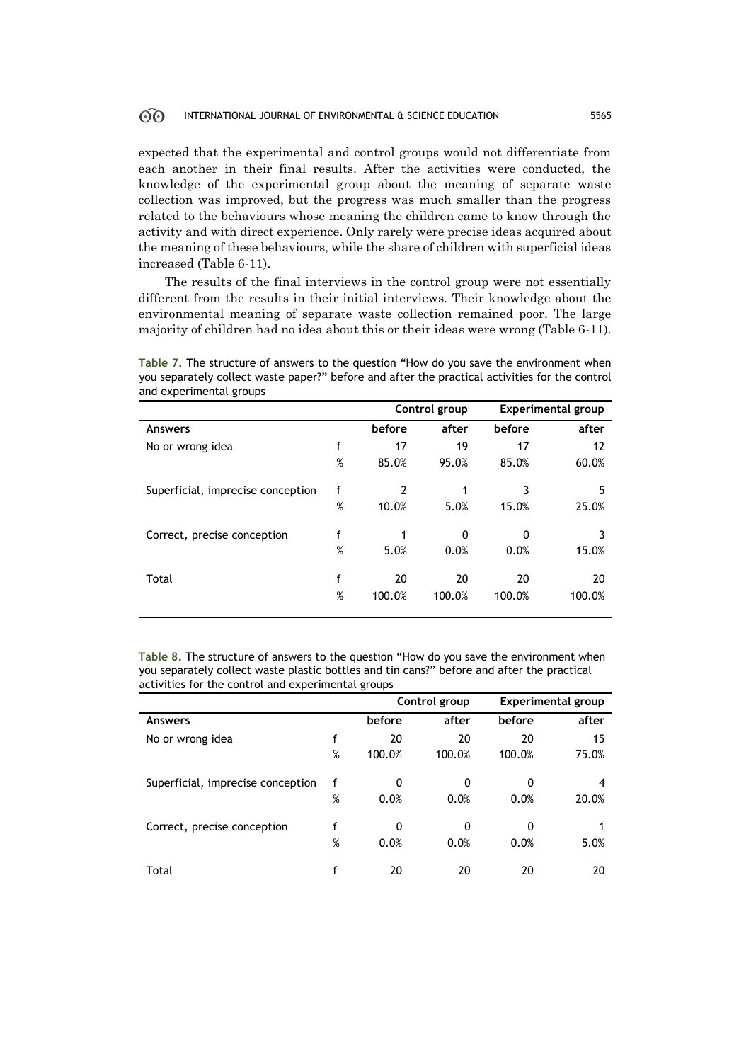expected that the experimental and control groups would not differentiate from each another in their final results. After the activities were conducted, the knowledge of the experimental group about the meaning of separate waste collection was improved, but the progress was much smaller than the progress related to the behaviours whose meaning the children came to know through the activity and with direct experience. Only rarely were precise ideas acquired about the meaning of these behaviours, while the share of children with superficial ideas increased (Table 6-11).

The results of the final interviews in the control group were not essentially different from the results in their initial interviews. Their knowledge about the environmental meaning of separate waste collection remained poor. The large majority of children had no idea about this or their ideas were wrong (Table 6-11).

**Table 7.** The structure of answers to the question "How do you save the environment when you separately collect waste paper?" before and after the practical activities for the control and experimental groups

| | | Control group | | Experimental group | |
|---|---|---|---|---|---|
| **Answers** | | **before** | **after** | **before** | **after** |
| No or wrong idea | f | 17 | 19 | 17 | 12 |
| | % | 85.0% | 95.0% | 85.0% | 60.0% |
| Superficial, imprecise conception | f | 2 | 1 | 3 | 5 |
| | % | 10.0% | 5.0% | 15.0% | 25.0% |
| Correct, precise conception | f | 1 | 0 | 0 | 3 |
| | % | 5.0% | 0.0% | 0.0% | 15.0% |
| Total | f | 20 | 20 | 20 | 20 |
| | % | 100.0% | 100.0% | 100.0% | 100.0% |

**Table 8.** The structure of answers to the question "How do you save the environment when you separately collect waste plastic bottles and tin cans?" before and after the practical activities for the control and experimental groups

| | | Control group | | Experimental group | |
|---|---|---|---|---|---|
| **Answers** | | **before** | **after** | **before** | **after** |
| No or wrong idea | f | 20 | 20 | 20 | 15 |
| | % | 100.0% | 100.0% | 100.0% | 75.0% |
| Superficial, imprecise conception | f | 0 | 0 | 0 | 4 |
| | % | 0.0% | 0.0% | 0.0% | 20.0% |
| Correct, precise conception | f | 0 | 0 | 0 | 1 |
| | % | 0.0% | 0.0% | 0.0% | 5.0% |
| Total | f | 20 | 20 | 20 | 20 |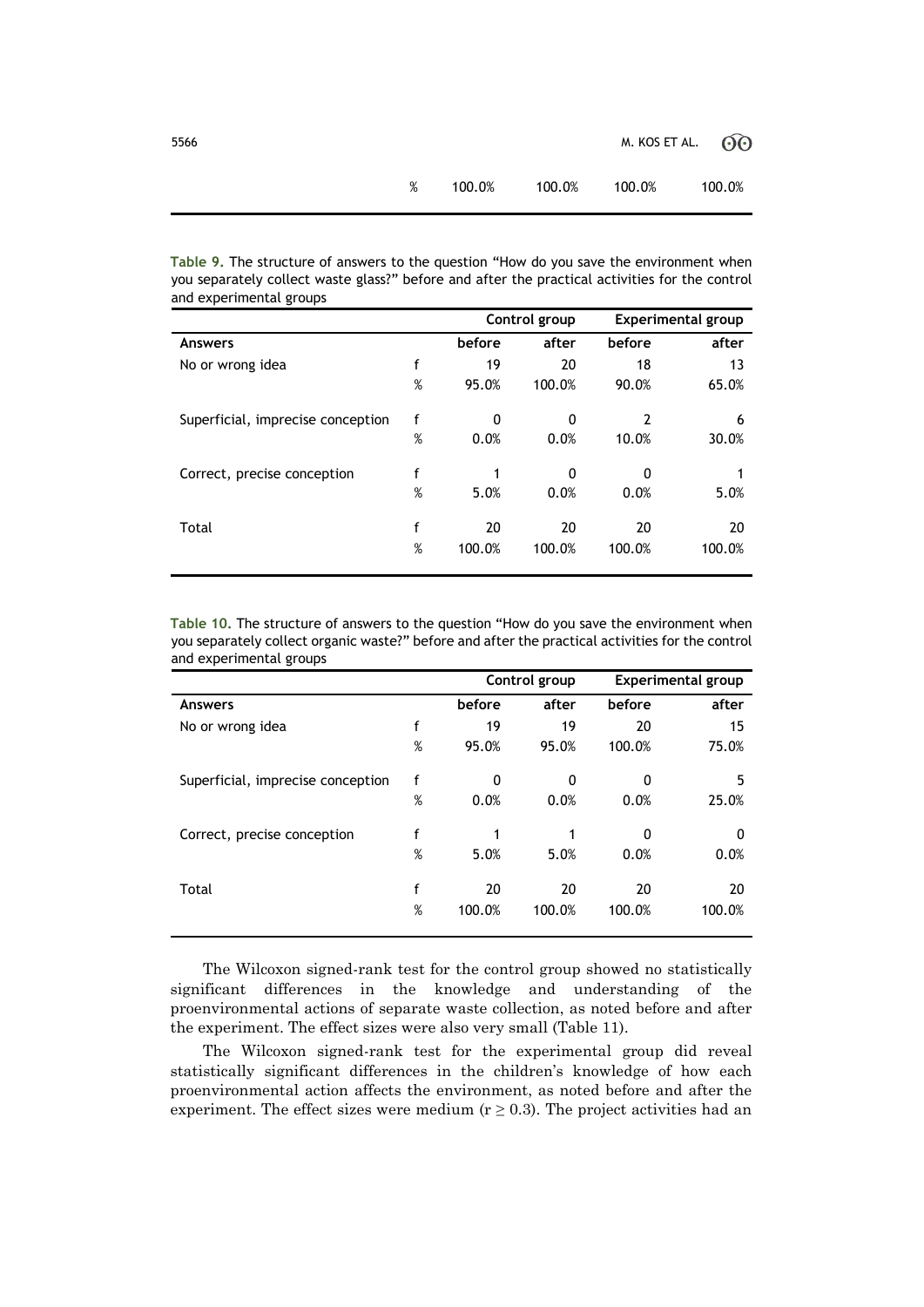| | % | 100.0% | 100.0% | 100.0% | 100.0% |
|---|---|---|---|---|---|

**Table 9.** The structure of answers to the question "How do you save the environment when you separately collect waste glass?" before and after the practical activities for the control and experimental groups

| | | Control group | | Experimental group | |
|---|---|---|---|---|---|
| **Answers** | | **before** | **after** | **before** | **after** |
| No or wrong idea | f | 19 | 20 | 18 | 13 |
| | % | 95.0% | 100.0% | 90.0% | 65.0% |
| Superficial, imprecise conception | f | 0 | 0 | 2 | 6 |
| | % | 0.0% | 0.0% | 10.0% | 30.0% |
| Correct, precise conception | f | 1 | 0 | 0 | 1 |
| | % | 5.0% | 0.0% | 0.0% | 5.0% |
| Total | f | 20 | 20 | 20 | 20 |
| | % | 100.0% | 100.0% | 100.0% | 100.0% |

**Table 10.** The structure of answers to the question "How do you save the environment when you separately collect organic waste?" before and after the practical activities for the control and experimental groups

| | | Control group | | Experimental group | |
|---|---|---|---|---|---|
| **Answers** | | **before** | **after** | **before** | **after** |
| No or wrong idea | f | 19 | 19 | 20 | 15 |
| | % | 95.0% | 95.0% | 100.0% | 75.0% |
| Superficial, imprecise conception | f | 0 | 0 | 0 | 5 |
| | % | 0.0% | 0.0% | 0.0% | 25.0% |
| Correct, precise conception | f | 1 | 1 | 0 | 0 |
| | % | 5.0% | 5.0% | 0.0% | 0.0% |
| Total | f | 20 | 20 | 20 | 20 |
| | % | 100.0% | 100.0% | 100.0% | 100.0% |

The Wilcoxon signed-rank test for the control group showed no statistically significant differences in the knowledge and understanding of the proenvironmental actions of separate waste collection, as noted before and after the experiment. The effect sizes were also very small (Table 11).

The Wilcoxon signed-rank test for the experimental group did reveal statistically significant differences in the children's knowledge of how each proenvironmental action affects the environment, as noted before and after the experiment. The effect sizes were medium ($r \geq 0.3$). The project activities had an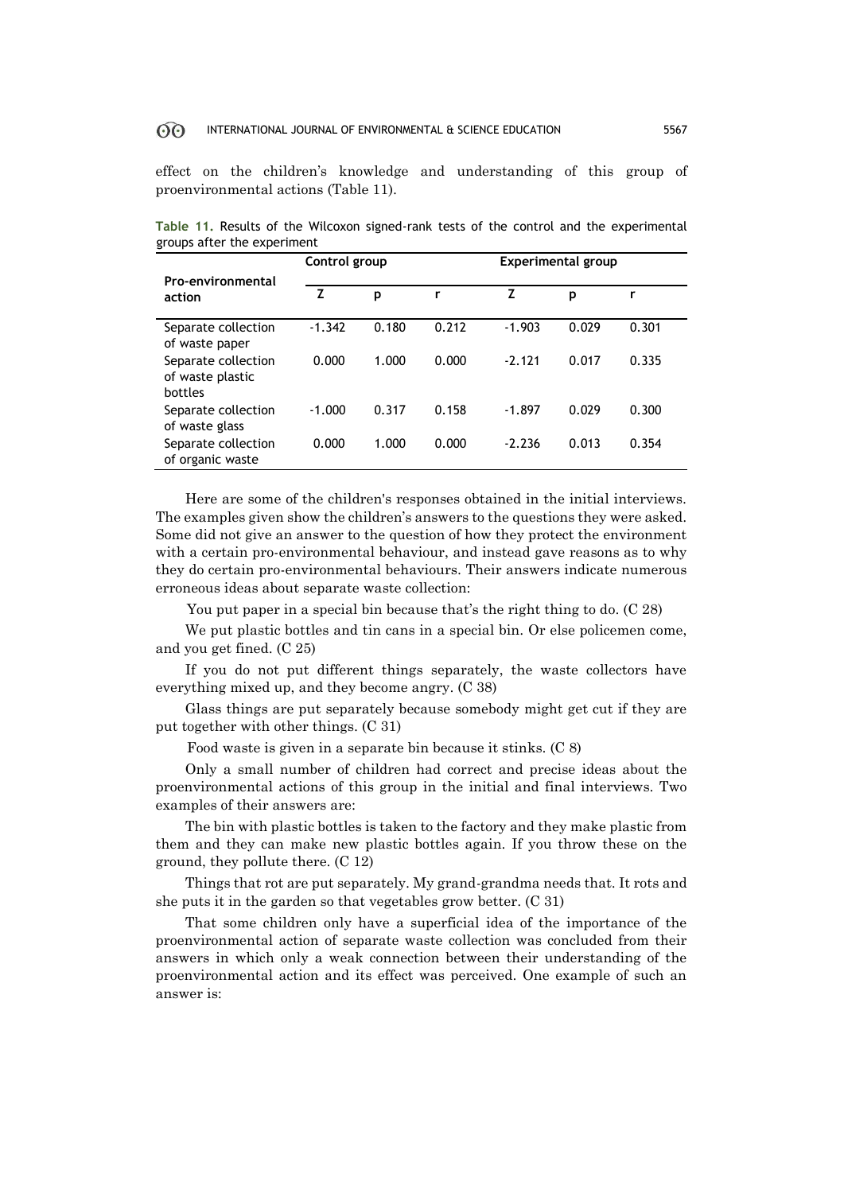effect on the children's knowledge and understanding of this group of proenvironmental actions (Table 11).

**Table 11.** Results of the Wilcoxon signed-rank tests of the control and the experimental groups after the experiment

| Pro-environmental action | Control group | | | Experimental group | | |
|---|---|---|---|---|---|---|
| | Z | p | r | Z | p | r |
| Separate collection of waste paper | -1.342 | 0.180 | 0.212 | -1.903 | 0.029 | 0.301 |
| Separate collection of waste plastic bottles | 0.000 | 1.000 | 0.000 | -2.121 | 0.017 | 0.335 |
| Separate collection of waste glass | -1.000 | 0.317 | 0.158 | -1.897 | 0.029 | 0.300 |
| Separate collection of organic waste | 0.000 | 1.000 | 0.000 | -2.236 | 0.013 | 0.354 |

Here are some of the children's responses obtained in the initial interviews. The examples given show the children's answers to the questions they were asked. Some did not give an answer to the question of how they protect the environment with a certain pro-environmental behaviour, and instead gave reasons as to why they do certain pro-environmental behaviours. Their answers indicate numerous erroneous ideas about separate waste collection:

You put paper in a special bin because that's the right thing to do. (C 28)

We put plastic bottles and tin cans in a special bin. Or else policemen come, and you get fined. (C 25)

If you do not put different things separately, the waste collectors have everything mixed up, and they become angry. (C 38)

Glass things are put separately because somebody might get cut if they are put together with other things. (C 31)

Food waste is given in a separate bin because it stinks. (C 8)

Only a small number of children had correct and precise ideas about the proenvironmental actions of this group in the initial and final interviews. Two examples of their answers are:

The bin with plastic bottles is taken to the factory and they make plastic from them and they can make new plastic bottles again. If you throw these on the ground, they pollute there. (C 12)

Things that rot are put separately. My grand-grandma needs that. It rots and she puts it in the garden so that vegetables grow better. (C 31)

That some children only have a superficial idea of the importance of the proenvironmental action of separate waste collection was concluded from their answers in which only a weak connection between their understanding of the proenvironmental action and its effect was perceived. One example of such an answer is: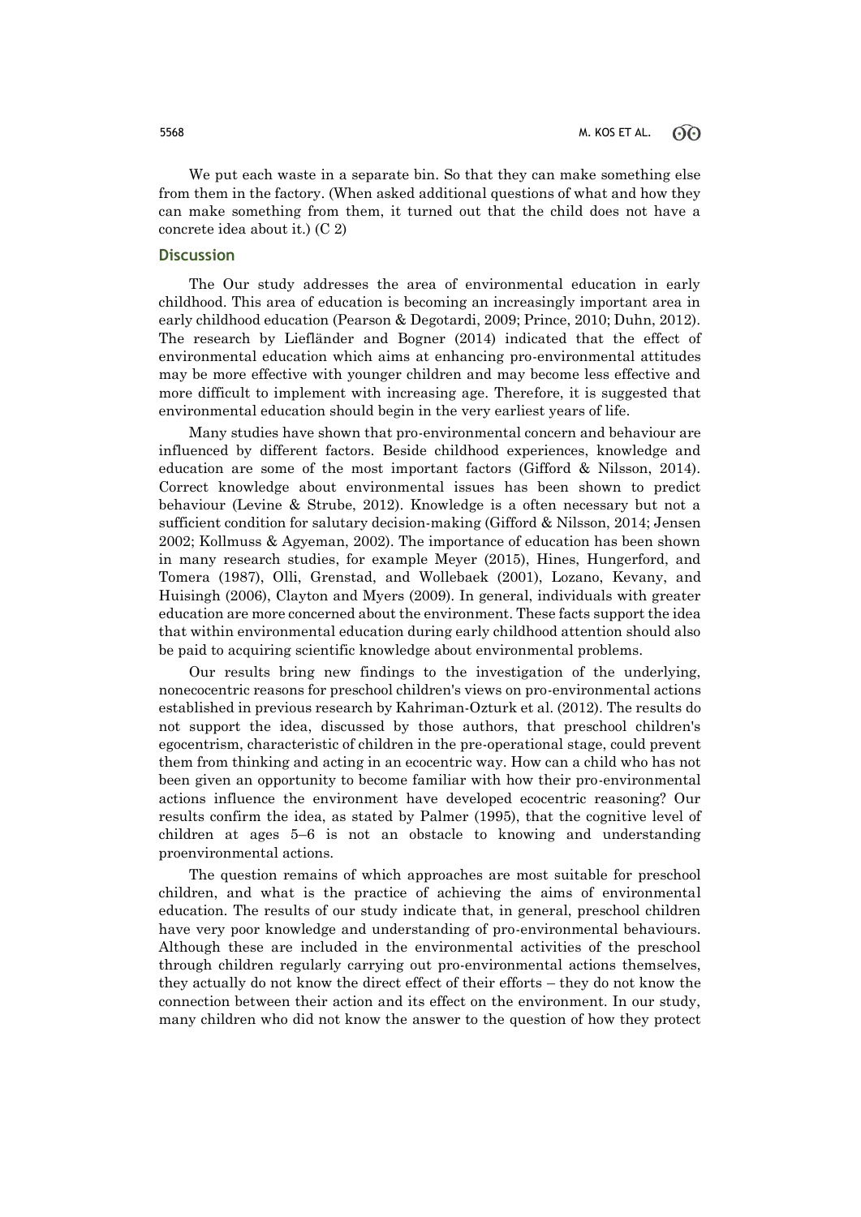We put each waste in a separate bin. So that they can make something else from them in the factory. (When asked additional questions of what and how they can make something from them, it turned out that the child does not have a concrete idea about it.) (C 2)

## Discussion

The Our study addresses the area of environmental education in early childhood. This area of education is becoming an increasingly important area in early childhood education (Pearson & Degotardi, 2009; Prince, 2010; Duhn, 2012). The research by Liefländer and Bogner (2014) indicated that the effect of environmental education which aims at enhancing pro-environmental attitudes may be more effective with younger children and may become less effective and more difficult to implement with increasing age. Therefore, it is suggested that environmental education should begin in the very earliest years of life.

Many studies have shown that pro-environmental concern and behaviour are influenced by different factors. Beside childhood experiences, knowledge and education are some of the most important factors (Gifford & Nilsson, 2014). Correct knowledge about environmental issues has been shown to predict behaviour (Levine & Strube, 2012). Knowledge is a often necessary but not a sufficient condition for salutary decision-making (Gifford & Nilsson, 2014; Jensen 2002; Kollmuss & Agyeman, 2002). The importance of education has been shown in many research studies, for example Meyer (2015), Hines, Hungerford, and Tomera (1987), Olli, Grenstad, and Wollebaek (2001), Lozano, Kevany, and Huisingh (2006), Clayton and Myers (2009). In general, individuals with greater education are more concerned about the environment. These facts support the idea that within environmental education during early childhood attention should also be paid to acquiring scientific knowledge about environmental problems.

Our results bring new findings to the investigation of the underlying, nonecocentric reasons for preschool children's views on pro-environmental actions established in previous research by Kahriman-Ozturk et al. (2012). The results do not support the idea, discussed by those authors, that preschool children's egocentrism, characteristic of children in the pre-operational stage, could prevent them from thinking and acting in an ecocentric way. How can a child who has not been given an opportunity to become familiar with how their pro-environmental actions influence the environment have developed ecocentric reasoning? Our results confirm the idea, as stated by Palmer (1995), that the cognitive level of children at ages 5–6 is not an obstacle to knowing and understanding proenvironmental actions.

The question remains of which approaches are most suitable for preschool children, and what is the practice of achieving the aims of environmental education. The results of our study indicate that, in general, preschool children have very poor knowledge and understanding of pro-environmental behaviours. Although these are included in the environmental activities of the preschool through children regularly carrying out pro-environmental actions themselves, they actually do not know the direct effect of their efforts – they do not know the connection between their action and its effect on the environment. In our study, many children who did not know the answer to the question of how they protect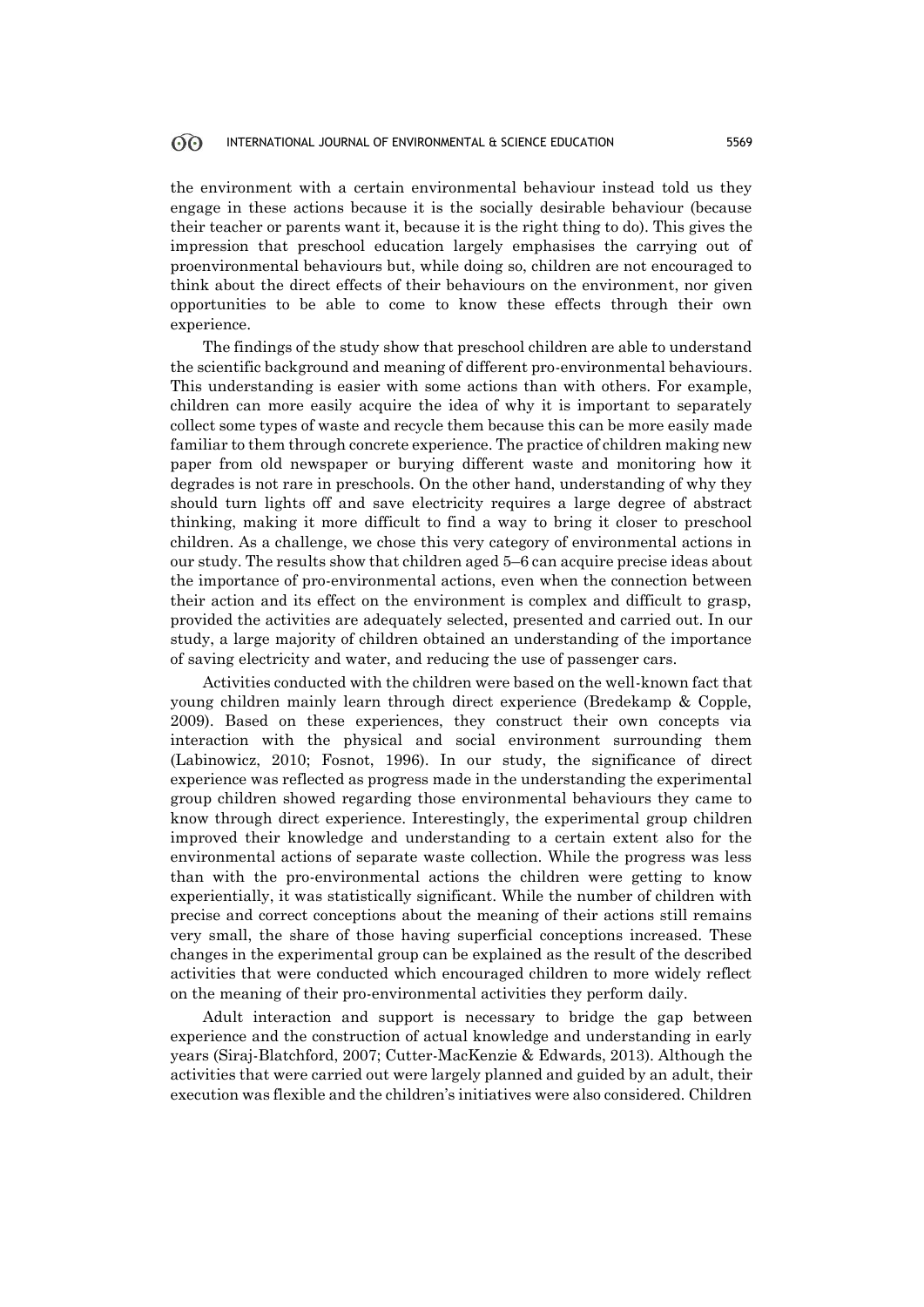the environment with a certain environmental behaviour instead told us they engage in these actions because it is the socially desirable behaviour (because their teacher or parents want it, because it is the right thing to do). This gives the impression that preschool education largely emphasises the carrying out of proenvironmental behaviours but, while doing so, children are not encouraged to think about the direct effects of their behaviours on the environment, nor given opportunities to be able to come to know these effects through their own experience.

The findings of the study show that preschool children are able to understand the scientific background and meaning of different pro-environmental behaviours. This understanding is easier with some actions than with others. For example, children can more easily acquire the idea of why it is important to separately collect some types of waste and recycle them because this can be more easily made familiar to them through concrete experience. The practice of children making new paper from old newspaper or burying different waste and monitoring how it degrades is not rare in preschools. On the other hand, understanding of why they should turn lights off and save electricity requires a large degree of abstract thinking, making it more difficult to find a way to bring it closer to preschool children. As a challenge, we chose this very category of environmental actions in our study. The results show that children aged 5–6 can acquire precise ideas about the importance of pro-environmental actions, even when the connection between their action and its effect on the environment is complex and difficult to grasp, provided the activities are adequately selected, presented and carried out. In our study, a large majority of children obtained an understanding of the importance of saving electricity and water, and reducing the use of passenger cars.

Activities conducted with the children were based on the well-known fact that young children mainly learn through direct experience (Bredekamp & Copple, 2009). Based on these experiences, they construct their own concepts via interaction with the physical and social environment surrounding them (Labinowicz, 2010; Fosnot, 1996). In our study, the significance of direct experience was reflected as progress made in the understanding the experimental group children showed regarding those environmental behaviours they came to know through direct experience. Interestingly, the experimental group children improved their knowledge and understanding to a certain extent also for the environmental actions of separate waste collection. While the progress was less than with the pro-environmental actions the children were getting to know experientially, it was statistically significant. While the number of children with precise and correct conceptions about the meaning of their actions still remains very small, the share of those having superficial conceptions increased. These changes in the experimental group can be explained as the result of the described activities that were conducted which encouraged children to more widely reflect on the meaning of their pro-environmental activities they perform daily.

Adult interaction and support is necessary to bridge the gap between experience and the construction of actual knowledge and understanding in early years (Siraj-Blatchford, 2007; Cutter-MacKenzie & Edwards, 2013). Although the activities that were carried out were largely planned and guided by an adult, their execution was flexible and the children's initiatives were also considered. Children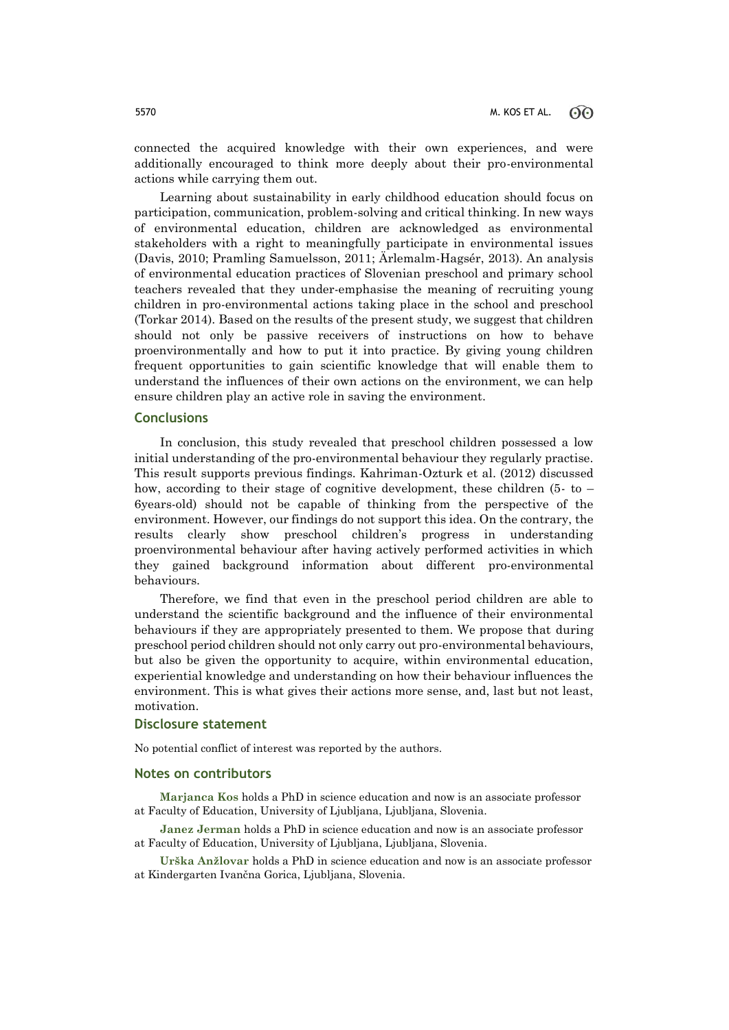connected the acquired knowledge with their own experiences, and were additionally encouraged to think more deeply about their pro-environmental actions while carrying them out.

Learning about sustainability in early childhood education should focus on participation, communication, problem-solving and critical thinking. In new ways of environmental education, children are acknowledged as environmental stakeholders with a right to meaningfully participate in environmental issues (Davis, 2010; Pramling Samuelsson, 2011; Ärlemalm-Hagsér, 2013). An analysis of environmental education practices of Slovenian preschool and primary school teachers revealed that they under-emphasise the meaning of recruiting young children in pro-environmental actions taking place in the school and preschool (Torkar 2014). Based on the results of the present study, we suggest that children should not only be passive receivers of instructions on how to behave proenvironmentally and how to put it into practice. By giving young children frequent opportunities to gain scientific knowledge that will enable them to understand the influences of their own actions on the environment, we can help ensure children play an active role in saving the environment.

## Conclusions

In conclusion, this study revealed that preschool children possessed a low initial understanding of the pro-environmental behaviour they regularly practise. This result supports previous findings. Kahriman-Ozturk et al. (2012) discussed how, according to their stage of cognitive development, these children (5- to – 6years-old) should not be capable of thinking from the perspective of the environment. However, our findings do not support this idea. On the contrary, the results clearly show preschool children's progress in understanding proenvironmental behaviour after having actively performed activities in which they gained background information about different pro-environmental behaviours.

Therefore, we find that even in the preschool period children are able to understand the scientific background and the influence of their environmental behaviours if they are appropriately presented to them. We propose that during preschool period children should not only carry out pro-environmental behaviours, but also be given the opportunity to acquire, within environmental education, experiential knowledge and understanding on how their behaviour influences the environment. This is what gives their actions more sense, and, last but not least, motivation.

## Disclosure statement

No potential conflict of interest was reported by the authors.

## Notes on contributors

**Marjanca Kos** holds a PhD in science education and now is an associate professor at Faculty of Education, University of Ljubljana, Ljubljana, Slovenia.

**Janez Jerman** holds a PhD in science education and now is an associate professor at Faculty of Education, University of Ljubljana, Ljubljana, Slovenia.

**Urška Anžlovar** holds a PhD in science education and now is an associate professor at Kindergarten Ivančna Gorica, Ljubljana, Slovenia.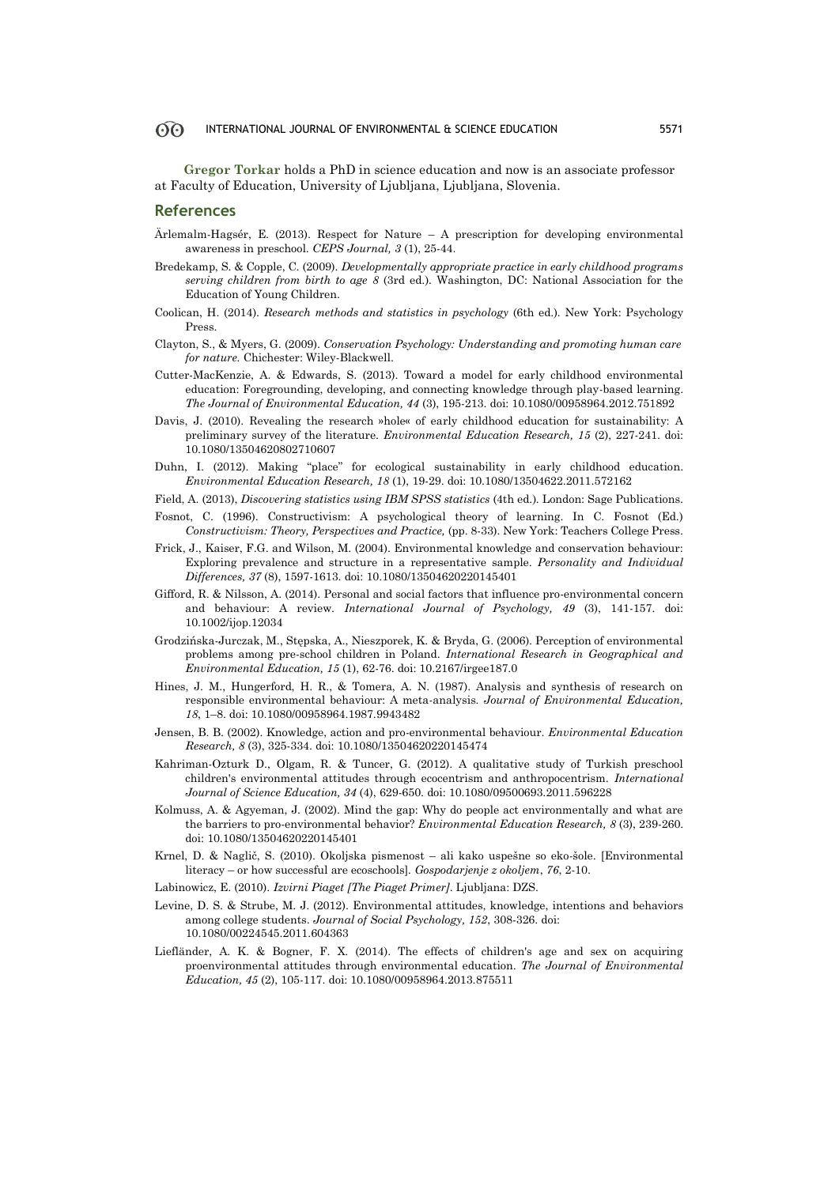**Gregor Torkar** holds a PhD in science education and now is an associate professor at Faculty of Education, University of Ljubljana, Ljubljana, Slovenia.

## References

Ärlemalm-Hagsér, E. (2013). Respect for Nature – A prescription for developing environmental awareness in preschool. *CEPS Journal, 3* (1), 25-44.

Bredekamp, S. & Copple, C. (2009). *Developmentally appropriate practice in early childhood programs serving children from birth to age 8* (3rd ed.). Washington, DC: National Association for the Education of Young Children.

Coolican, H. (2014). *Research methods and statistics in psychology* (6th ed.). New York: Psychology Press.

Clayton, S., & Myers, G. (2009). *Conservation Psychology: Understanding and promoting human care for nature.* Chichester: Wiley-Blackwell.

Cutter-MacKenzie, A. & Edwards, S. (2013). Toward a model for early childhood environmental education: Foregrounding, developing, and connecting knowledge through play-based learning. *The Journal of Environmental Education, 44* (3), 195-213. doi: 10.1080/00958964.2012.751892

Davis, J. (2010). Revealing the research »hole« of early childhood education for sustainability: A preliminary survey of the literature. *Environmental Education Research, 15* (2), 227-241. doi: 10.1080/13504620802710607

Duhn, I. (2012). Making "place" for ecological sustainability in early childhood education. *Environmental Education Research, 18* (1), 19-29. doi: 10.1080/13504622.2011.572162

Field, A. (2013), *Discovering statistics using IBM SPSS statistics* (4th ed.). London: Sage Publications.

Fosnot, C. (1996). Constructivism: A psychological theory of learning. In C. Fosnot (Ed.) *Constructivism: Theory, Perspectives and Practice,* (pp. 8-33). New York: Teachers College Press.

Frick, J., Kaiser, F.G. and Wilson, M. (2004). Environmental knowledge and conservation behaviour: Exploring prevalence and structure in a representative sample. *Personality and Individual Differences, 37* (8), 1597-1613. doi: 10.1080/13504620220145401

Gifford, R. & Nilsson, A. (2014). Personal and social factors that influence pro-environmental concern and behaviour: A review. *International Journal of Psychology, 49* (3), 141-157. doi: 10.1002/ijop.12034

Grodzińska-Jurczak, M., Stępska, A., Nieszporek, K. & Bryda, G. (2006). Perception of environmental problems among pre-school children in Poland. *International Research in Geographical and Environmental Education, 15* (1), 62-76. doi: 10.2167/irgee187.0

Hines, J. M., Hungerford, H. R., & Tomera, A. N. (1987). Analysis and synthesis of research on responsible environmental behaviour: A meta-analysis. *Journal of Environmental Education, 18*, 1–8. doi: 10.1080/00958964.1987.9943482

Jensen, B. B. (2002). Knowledge, action and pro-environmental behaviour. *Environmental Education Research, 8* (3), 325-334. doi: 10.1080/13504620220145474

Kahriman-Ozturk D., Olgam, R. & Tuncer, G. (2012). A qualitative study of Turkish preschool children's environmental attitudes through ecocentrism and anthropocentrism. *International Journal of Science Education, 34* (4), 629-650. doi: 10.1080/09500693.2011.596228

Kolmuss, A. & Agyeman, J. (2002). Mind the gap: Why do people act environmentally and what are the barriers to pro-environmental behavior? *Environmental Education Research, 8* (3), 239-260. doi: 10.1080/13504620220145401

Krnel, D. & Naglič, S. (2010). Okoljska pismenost – ali kako uspešne so eko-šole. [Environmental literacy – or how successful are ecoschools]. *Gospodarjenje z okoljem*, *76*, 2-10.

Labinowicz, E. (2010). *Izvirni Piaget [The Piaget Primer]*. Ljubljana: DZS.

Levine, D. S. & Strube, M. J. (2012). Environmental attitudes, knowledge, intentions and behaviors among college students. *Journal of Social Psychology, 152*, 308-326. doi: 10.1080/00224545.2011.604363

Liefländer, A. K. & Bogner, F. X. (2014). The effects of children's age and sex on acquiring proenvironmental attitudes through environmental education. *The Journal of Environmental Education, 45* (2), 105-117. doi: 10.1080/00958964.2013.875511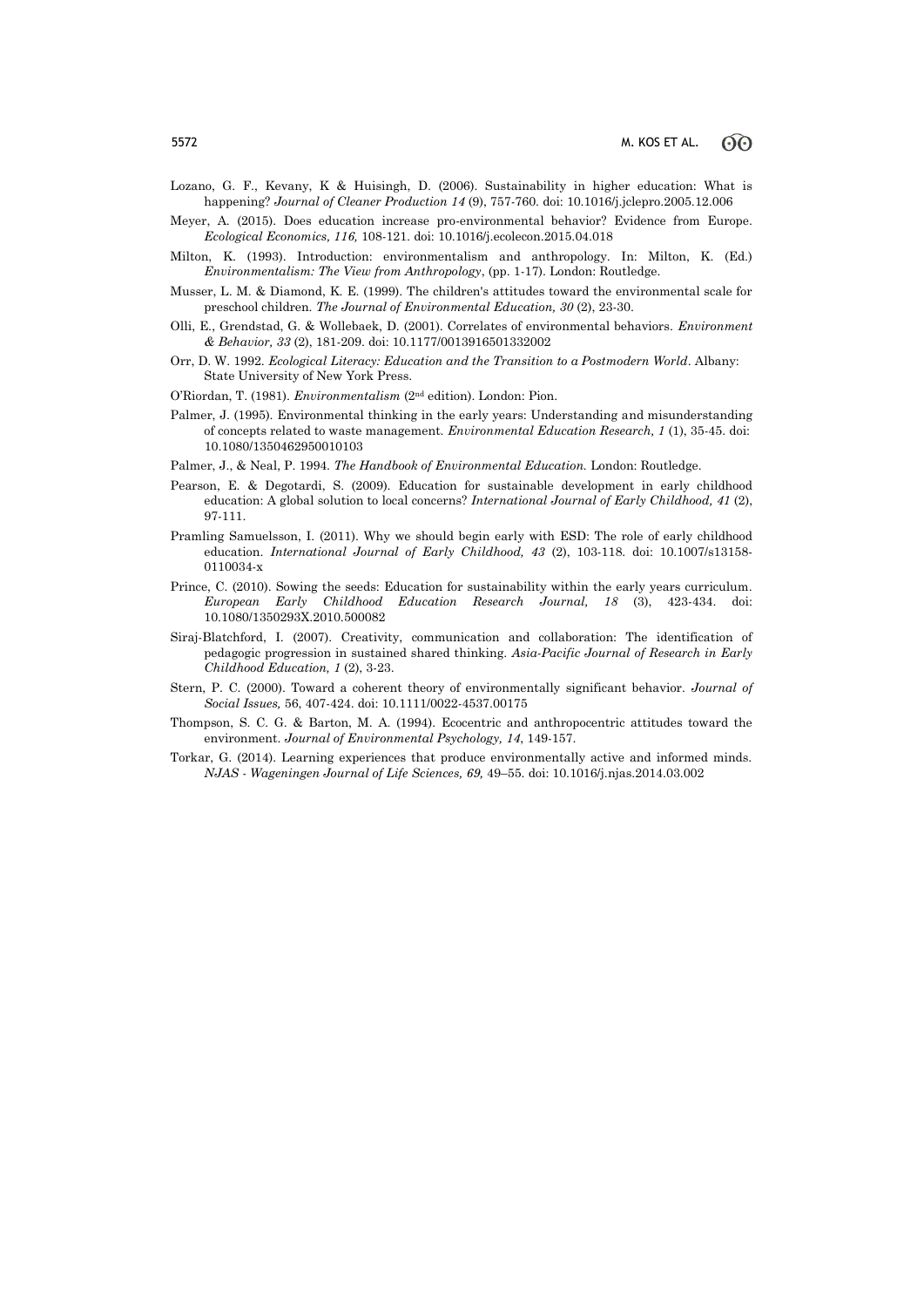Lozano, G. F., Kevany, K & Huisingh, D. (2006). Sustainability in higher education: What is happening? *Journal of Cleaner Production 14* (9), 757-760. doi: 10.1016/j.jclepro.2005.12.006

Meyer, A. (2015). Does education increase pro-environmental behavior? Evidence from Europe. *Ecological Economics, 116,* 108-121. doi: 10.1016/j.ecolecon.2015.04.018

Milton, K. (1993). Introduction: environmentalism and anthropology. In: Milton, K. (Ed.) *Environmentalism: The View from Anthropology*, (pp. 1-17). London: Routledge.

Musser, L. M. & Diamond, K. E. (1999). The children's attitudes toward the environmental scale for preschool children. *The Journal of Environmental Education, 30* (2), 23-30.

Olli, E., Grendstad, G. & Wollebaek, D. (2001). Correlates of environmental behaviors. *Environment & Behavior, 33* (2), 181-209. doi: 10.1177/0013916501332002

Orr, D. W. 1992. *Ecological Literacy: Education and the Transition to a Postmodern World*. Albany: State University of New York Press.

O'Riordan, T. (1981). *Environmentalism* (2nd edition). London: Pion.

Palmer, J. (1995). Environmental thinking in the early years: Understanding and misunderstanding of concepts related to waste management. *Environmental Education Research, 1* (1), 35-45. doi: 10.1080/1350462950010103

Palmer, J., & Neal, P. 1994. *The Handbook of Environmental Education.* London: Routledge.

Pearson, E. & Degotardi, S. (2009). Education for sustainable development in early childhood education: A global solution to local concerns? *International Journal of Early Childhood, 41* (2), 97-111.

Pramling Samuelsson, I. (2011). Why we should begin early with ESD: The role of early childhood education. *International Journal of Early Childhood, 43* (2), 103-118. doi: 10.1007/s13158-0110034-x

Prince, C. (2010). Sowing the seeds: Education for sustainability within the early years curriculum. *European Early Childhood Education Research Journal, 18* (3), 423-434. doi: 10.1080/1350293X.2010.500082

Siraj-Blatchford, I. (2007). Creativity, communication and collaboration: The identification of pedagogic progression in sustained shared thinking. *Asia-Pacific Journal of Research in Early Childhood Education, 1* (2), 3-23.

Stern, P. C. (2000). Toward a coherent theory of environmentally significant behavior. *Journal of Social Issues,* 56, 407-424. doi: 10.1111/0022-4537.00175

Thompson, S. C. G. & Barton, M. A. (1994). Ecocentric and anthropocentric attitudes toward the environment. *Journal of Environmental Psychology, 14,* 149-157.

Torkar, G. (2014). Learning experiences that produce environmentally active and informed minds. *NJAS - Wageningen Journal of Life Sciences, 69,* 49–55. doi: 10.1016/j.njas.2014.03.002